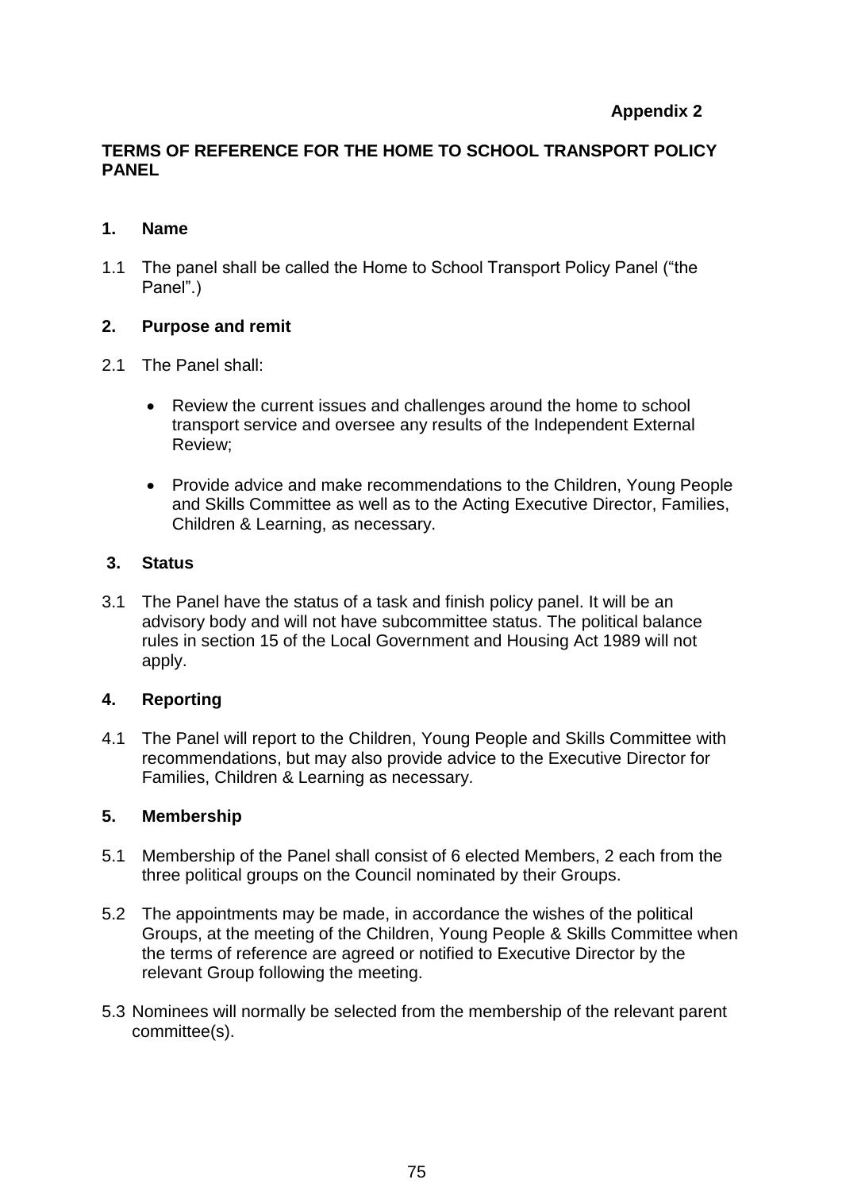**Appendix 2**

# TERMS OF REFERENCE FOR THE HOME TO SCHOOL TRANSPORT POLICY PANEL

## 1. Name

1.1 The panel shall be called the Home to School Transport Policy Panel ("the Panel".)

## 2. Purpose and remit

2.1 The Panel shall:

- Review the current issues and challenges around the home to school transport service and oversee any results of the Independent External Review;
- Provide advice and make recommendations to the Children, Young People and Skills Committee as well as to the Acting Executive Director, Families, Children & Learning, as necessary.

## 3. Status

3.1 The Panel have the status of a task and finish policy panel. It will be an advisory body and will not have subcommittee status. The political balance rules in section 15 of the Local Government and Housing Act 1989 will not apply.

## 4. Reporting

4.1 The Panel will report to the Children, Young People and Skills Committee with recommendations, but may also provide advice to the Executive Director for Families, Children & Learning as necessary.

## 5. Membership

5.1 Membership of the Panel shall consist of 6 elected Members, 2 each from the three political groups on the Council nominated by their Groups.

5.2 The appointments may be made, in accordance the wishes of the political Groups, at the meeting of the Children, Young People & Skills Committee when the terms of reference are agreed or notified to Executive Director by the relevant Group following the meeting.

5.3 Nominees will normally be selected from the membership of the relevant parent committee(s).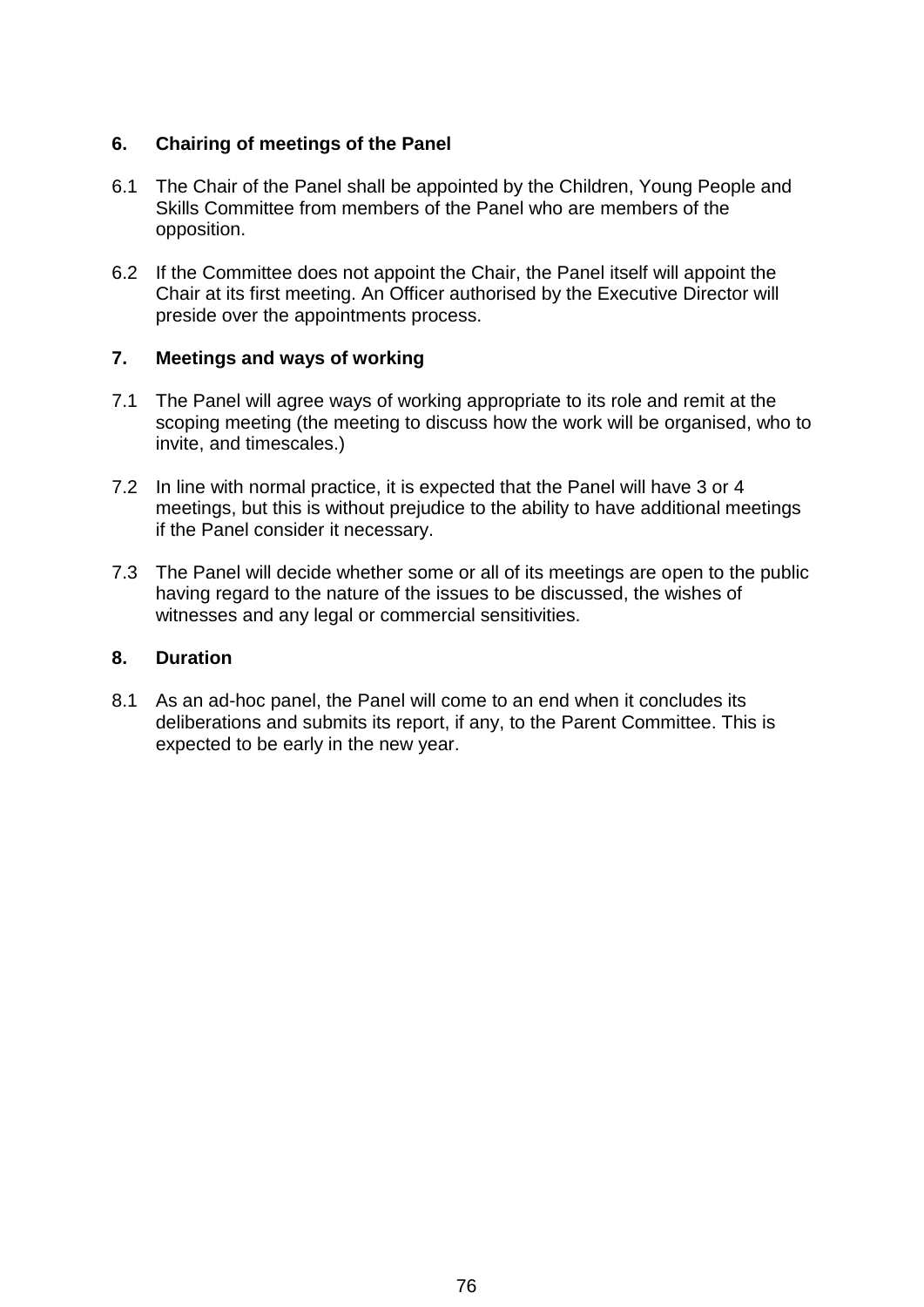## 6. Chairing of meetings of the Panel

6.1 The Chair of the Panel shall be appointed by the Children, Young People and Skills Committee from members of the Panel who are members of the opposition.

6.2 If the Committee does not appoint the Chair, the Panel itself will appoint the Chair at its first meeting. An Officer authorised by the Executive Director will preside over the appointments process.

## 7. Meetings and ways of working

7.1 The Panel will agree ways of working appropriate to its role and remit at the scoping meeting (the meeting to discuss how the work will be organised, who to invite, and timescales.)

7.2 In line with normal practice, it is expected that the Panel will have 3 or 4 meetings, but this is without prejudice to the ability to have additional meetings if the Panel consider it necessary.

7.3 The Panel will decide whether some or all of its meetings are open to the public having regard to the nature of the issues to be discussed, the wishes of witnesses and any legal or commercial sensitivities.

## 8. Duration

8.1 As an ad-hoc panel, the Panel will come to an end when it concludes its deliberations and submits its report, if any, to the Parent Committee. This is expected to be early in the new year.